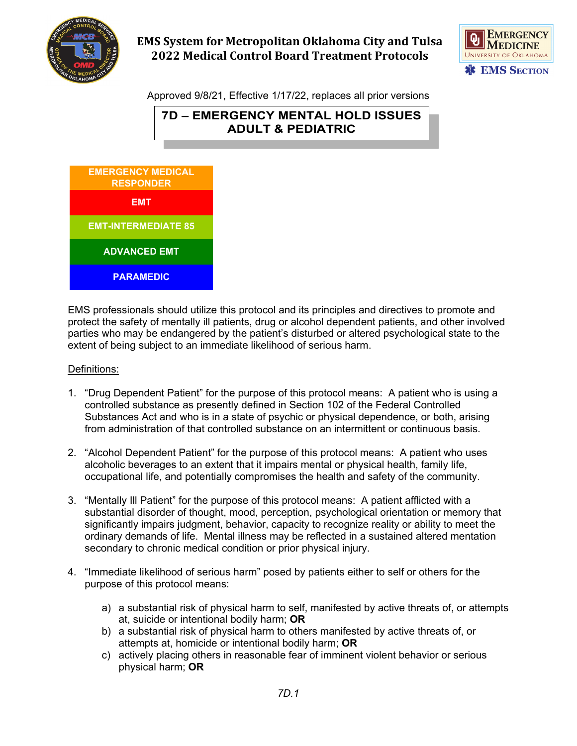# EMS System for Metropolitan Oklahoma City and Tulsa 2022 Medical Control Board Treatment Protocols

Approved 9/8/21, Effective 1/17/22, replaces all prior versions

## 7D – EMERGENCY MENTAL HOLD ISSUES ADULT & PEDIATRIC

| EMERGENCY MEDICAL RESPONDER |
| --- |
| EMT |
| EMT-INTERMEDIATE 85 |
| ADVANCED EMT |
| PARAMEDIC |

EMS professionals should utilize this protocol and its principles and directives to promote and protect the safety of mentally ill patients, drug or alcohol dependent patients, and other involved parties who may be endangered by the patient's disturbed or altered psychological state to the extent of being subject to an immediate likelihood of serious harm.

Definitions:

1. "Drug Dependent Patient" for the purpose of this protocol means: A patient who is using a controlled substance as presently defined in Section 102 of the Federal Controlled Substances Act and who is in a state of psychic or physical dependence, or both, arising from administration of that controlled substance on an intermittent or continuous basis.

2. "Alcohol Dependent Patient" for the purpose of this protocol means: A patient who uses alcoholic beverages to an extent that it impairs mental or physical health, family life, occupational life, and potentially compromises the health and safety of the community.

3. "Mentally Ill Patient" for the purpose of this protocol means: A patient afflicted with a substantial disorder of thought, mood, perception, psychological orientation or memory that significantly impairs judgment, behavior, capacity to recognize reality or ability to meet the ordinary demands of life. Mental illness may be reflected in a sustained altered mentation secondary to chronic medical condition or prior physical injury.

4. "Immediate likelihood of serious harm" posed by patients either to self or others for the purpose of this protocol means:

    a) a substantial risk of physical harm to self, manifested by active threats of, or attempts at, suicide or intentional bodily harm; **OR**
    b) a substantial risk of physical harm to others manifested by active threats of, or attempts at, homicide or intentional bodily harm; **OR**
    c) actively placing others in reasonable fear of imminent violent behavior or serious physical harm; **OR**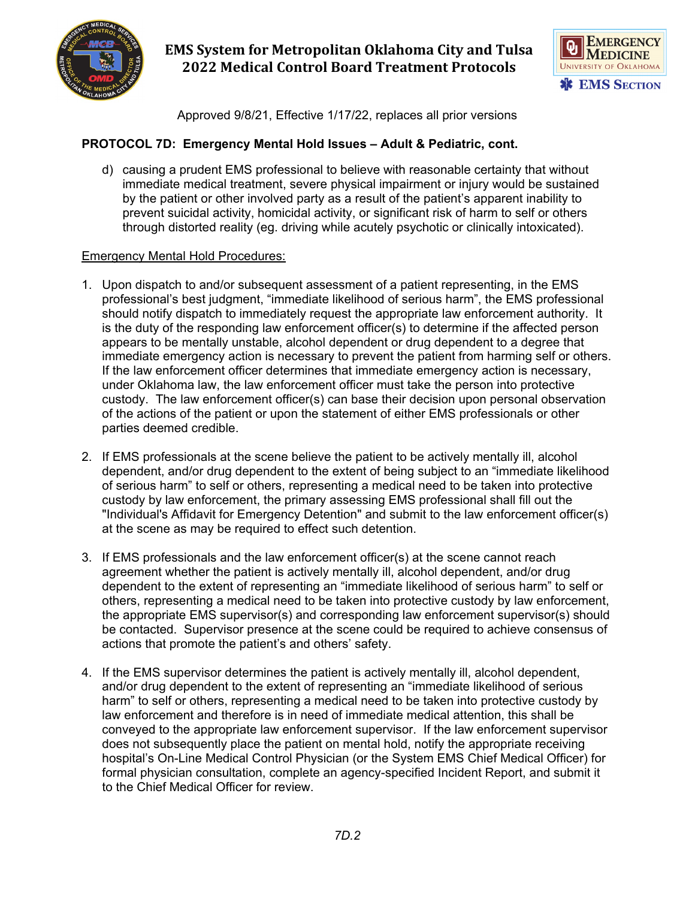## PROTOCOL 7D: Emergency Mental Hold Issues – Adult & Pediatric, cont.

d) causing a prudent EMS professional to believe with reasonable certainty that without immediate medical treatment, severe physical impairment or injury would be sustained by the patient or other involved party as a result of the patient's apparent inability to prevent suicidal activity, homicidal activity, or significant risk of harm to self or others through distorted reality (eg. driving while acutely psychotic or clinically intoxicated).

<u>Emergency Mental Hold Procedures:</u>

1. Upon dispatch to and/or subsequent assessment of a patient representing, in the EMS professional's best judgment, "immediate likelihood of serious harm", the EMS professional should notify dispatch to immediately request the appropriate law enforcement authority. It is the duty of the responding law enforcement officer(s) to determine if the affected person appears to be mentally unstable, alcohol dependent or drug dependent to a degree that immediate emergency action is necessary to prevent the patient from harming self or others. If the law enforcement officer determines that immediate emergency action is necessary, under Oklahoma law, the law enforcement officer must take the person into protective custody. The law enforcement officer(s) can base their decision upon personal observation of the actions of the patient or upon the statement of either EMS professionals or other parties deemed credible.

2. If EMS professionals at the scene believe the patient to be actively mentally ill, alcohol dependent, and/or drug dependent to the extent of being subject to an "immediate likelihood of serious harm" to self or others, representing a medical need to be taken into protective custody by law enforcement, the primary assessing EMS professional shall fill out the "Individual's Affidavit for Emergency Detention" and submit to the law enforcement officer(s) at the scene as may be required to effect such detention.

3. If EMS professionals and the law enforcement officer(s) at the scene cannot reach agreement whether the patient is actively mentally ill, alcohol dependent, and/or drug dependent to the extent of representing an "immediate likelihood of serious harm" to self or others, representing a medical need to be taken into protective custody by law enforcement, the appropriate EMS supervisor(s) and corresponding law enforcement supervisor(s) should be contacted. Supervisor presence at the scene could be required to achieve consensus of actions that promote the patient's and others' safety.

4. If the EMS supervisor determines the patient is actively mentally ill, alcohol dependent, and/or drug dependent to the extent of representing an "immediate likelihood of serious harm" to self or others, representing a medical need to be taken into protective custody by law enforcement and therefore is in need of immediate medical attention, this shall be conveyed to the appropriate law enforcement supervisor. If the law enforcement supervisor does not subsequently place the patient on mental hold, notify the appropriate receiving hospital's On-Line Medical Control Physician (or the System EMS Chief Medical Officer) for formal physician consultation, complete an agency-specified Incident Report, and submit it to the Chief Medical Officer for review.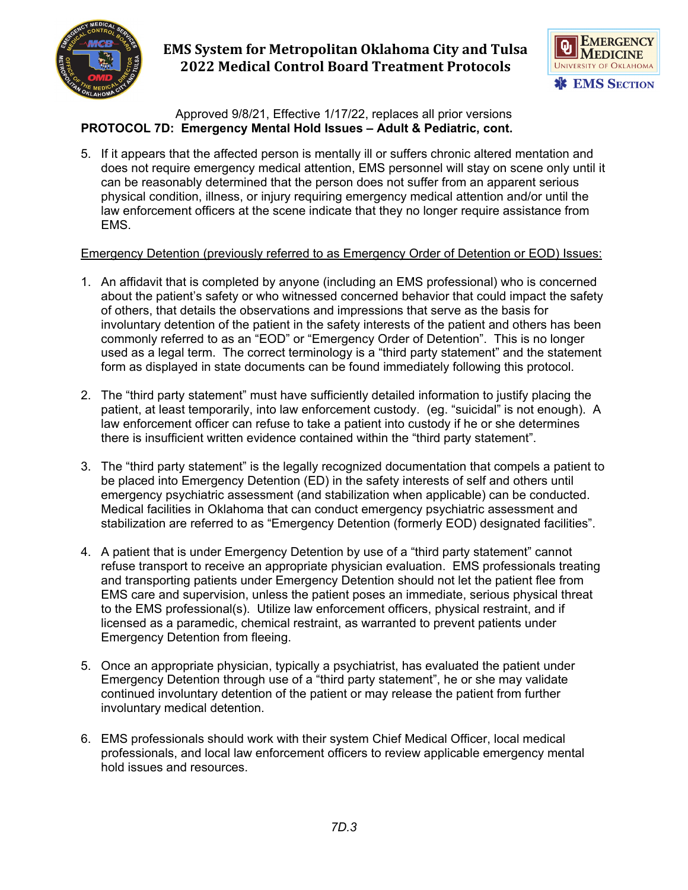Approved 9/8/21, Effective 1/17/22, replaces all prior versions

**PROTOCOL 7D: Emergency Mental Hold Issues – Adult & Pediatric, cont.**

5. If it appears that the affected person is mentally ill or suffers chronic altered mentation and does not require emergency medical attention, EMS personnel will stay on scene only until it can be reasonably determined that the person does not suffer from an apparent serious physical condition, illness, or injury requiring emergency medical attention and/or until the law enforcement officers at the scene indicate that they no longer require assistance from EMS.

Emergency Detention (previously referred to as Emergency Order of Detention or EOD) Issues:

1. An affidavit that is completed by anyone (including an EMS professional) who is concerned about the patient's safety or who witnessed concerned behavior that could impact the safety of others, that details the observations and impressions that serve as the basis for involuntary detention of the patient in the safety interests of the patient and others has been commonly referred to as an "EOD" or "Emergency Order of Detention". This is no longer used as a legal term. The correct terminology is a "third party statement" and the statement form as displayed in state documents can be found immediately following this protocol.

2. The "third party statement" must have sufficiently detailed information to justify placing the patient, at least temporarily, into law enforcement custody. (eg. "suicidal" is not enough). A law enforcement officer can refuse to take a patient into custody if he or she determines there is insufficient written evidence contained within the "third party statement".

3. The "third party statement" is the legally recognized documentation that compels a patient to be placed into Emergency Detention (ED) in the safety interests of self and others until emergency psychiatric assessment (and stabilization when applicable) can be conducted. Medical facilities in Oklahoma that can conduct emergency psychiatric assessment and stabilization are referred to as "Emergency Detention (formerly EOD) designated facilities".

4. A patient that is under Emergency Detention by use of a "third party statement" cannot refuse transport to receive an appropriate physician evaluation. EMS professionals treating and transporting patients under Emergency Detention should not let the patient flee from EMS care and supervision, unless the patient poses an immediate, serious physical threat to the EMS professional(s). Utilize law enforcement officers, physical restraint, and if licensed as a paramedic, chemical restraint, as warranted to prevent patients under Emergency Detention from fleeing.

5. Once an appropriate physician, typically a psychiatrist, has evaluated the patient under Emergency Detention through use of a "third party statement", he or she may validate continued involuntary detention of the patient or may release the patient from further involuntary medical detention.

6. EMS professionals should work with their system Chief Medical Officer, local medical professionals, and local law enforcement officers to review applicable emergency mental hold issues and resources.